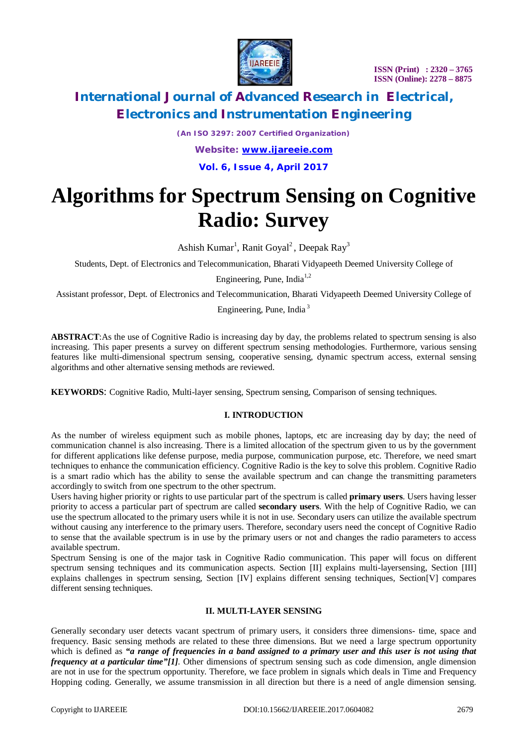# Algorithms for Spectrum Sensing on Cognitive Radio: Survey

Ashish Kumar[1], Ranit Goyal[2], Deepak Ray[3]

Students, Dept. of Electronics and Telecommunication, Bharati Vidyapeeth Deemed University College of Engineering, Pune, India[1,2]

Assistant professor, Dept. of Electronics and Telecommunication, Bharati Vidyapeeth Deemed University College of Engineering, Pune, India[3]

**ABSTRACT**:As the use of Cognitive Radio is increasing day by day, the problems related to spectrum sensing is also increasing. This paper presents a survey on different spectrum sensing methodologies. Furthermore, various sensing features like multi-dimensional spectrum sensing, cooperative sensing, dynamic spectrum access, external sensing algorithms and other alternative sensing methods are reviewed.

**KEYWORDS**: Cognitive Radio, Multi-layer sensing, Spectrum sensing, Comparison of sensing techniques.

## I. INTRODUCTION

As the number of wireless equipment such as mobile phones, laptops, etc are increasing day by day; the need of communication channel is also increasing. There is a limited allocation of the spectrum given to us by the government for different applications like defense purpose, media purpose, communication purpose, etc. Therefore, we need smart techniques to enhance the communication efficiency. Cognitive Radio is the key to solve this problem. Cognitive Radio is a smart radio which has the ability to sense the available spectrum and can change the transmitting parameters accordingly to switch from one spectrum to the other spectrum.

Users having higher priority or rights to use particular part of the spectrum is called **primary users**. Users having lesser priority to access a particular part of spectrum are called **secondary users**. With the help of Cognitive Radio, we can use the spectrum allocated to the primary users while it is not in use. Secondary users can utilize the available spectrum without causing any interference to the primary users. Therefore, secondary users need the concept of Cognitive Radio to sense that the available spectrum is in use by the primary users or not and changes the radio parameters to access available spectrum.

Spectrum Sensing is one of the major task in Cognitive Radio communication. This paper will focus on different spectrum sensing techniques and its communication aspects. Section [II] explains multi-layersensing, Section [III] explains challenges in spectrum sensing, Section [IV] explains different sensing techniques, Section[V] compares different sensing techniques.

## II. MULTI-LAYER SENSING

Generally secondary user detects vacant spectrum of primary users, it considers three dimensions- time, space and frequency. Basic sensing methods are related to these three dimensions. But we need a large spectrum opportunity which is defined as ***"a range of frequencies in a band assigned to a primary user and this user is not using that frequency at a particular time"[1]***. Other dimensions of spectrum sensing such as code dimension, angle dimension are not in use for the spectrum opportunity. Therefore, we face problem in signals which deals in Time and Frequency Hopping coding. Generally, we assume transmission in all direction but there is a need of angle dimension sensing.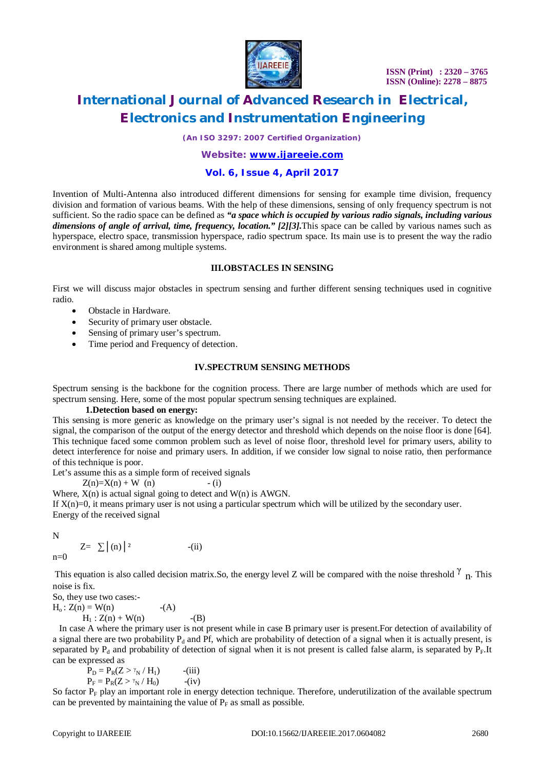Invention of Multi-Antenna also introduced different dimensions for sensing for example time division, frequency division and formation of various beams. With the help of these dimensions, sensing of only frequency spectrum is not sufficient. So the radio space can be defined as ***"a space which is occupied by various radio signals, including various dimensions of angle of arrival, time, frequency, location." [2][3].*** This space can be called by various names such as hyperspace, electro space, transmission hyperspace, radio spectrum space. Its main use is to present the way the radio environment is shared among multiple systems.

## III. OBSTACLES IN SENSING

First we will discuss major obstacles in spectrum sensing and further different sensing techniques used in cognitive radio.

- Obstacle in Hardware.
- Security of primary user obstacle.
- Sensing of primary user's spectrum.
- Time period and Frequency of detection.

## IV. SPECTRUM SENSING METHODS

Spectrum sensing is the backbone for the cognition process. There are large number of methods which are used for spectrum sensing. Here, some of the most popular spectrum sensing techniques are explained.

**1. Detection based on energy:**

This sensing is more generic as knowledge on the primary user's signal is not needed by the receiver. To detect the signal, the comparison of the output of the energy detector and threshold which depends on the noise floor is done [64]. This technique faced some common problem such as level of noise floor, threshold level for primary users, ability to detect interference for noise and primary users. In addition, if we consider low signal to noise ratio, then performance of this technique is poor.

Let's assume this as a simple form of received signals

$$Z(n)=X(n) + W(n) \qquad \text{-(i)}$$

Where, $X(n)$ is actual signal going to detect and $W(n)$ is AWGN.

If $X(n)=0$, it means primary user is not using a particular spectrum which will be utilized by the secondary user.

Energy of the received signal

$$Z = \sum_{n=0}^{N} |(n)|^2 \qquad \text{-(ii)}$$

This equation is also called decision matrix. So, the energy level Z will be compared with the noise threshold $\gamma_n$. This noise is fix.

So, they use two cases:-

$$H_o : Z(n) = W(n) \qquad \text{-(A)}$$

$$H_1 : Z(n) + W(n) \qquad \text{-(B)}$$

In case A where the primary user is not present while in case B primary user is present. For detection of availability of a signal there are two probability $P_d$ and Pf, which are probability of detection of a signal when it is actually present, is separated by $P_d$ and probability of detection of signal when it is not present is called false alarm, is separated by $P_F$. It can be expressed as

$$P_D = P_R(Z > \gamma_N / H_1) \qquad \text{-(iii)}$$

$$P_F = P_R(Z > \gamma_N / H_0) \qquad \text{-(iv)}$$

So factor $P_F$ play an important role in energy detection technique. Therefore, underutilization of the available spectrum can be prevented by maintaining the value of $P_F$ as small as possible.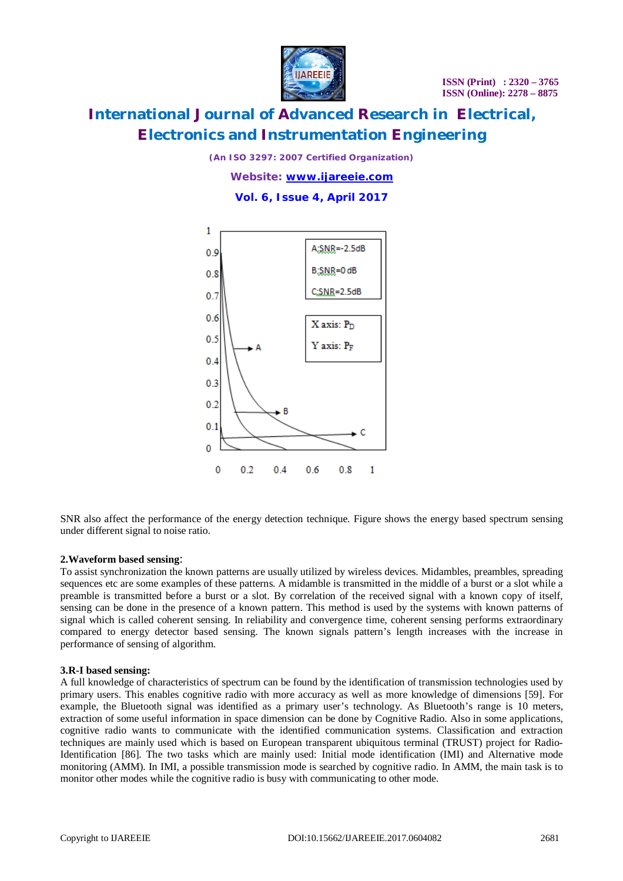SNR also affect the performance of the energy detection technique. Figure shows the energy based spectrum sensing under different signal to noise ratio.

**2.Waveform based sensing**:

To assist synchronization the known patterns are usually utilized by wireless devices. Midambles, preambles, spreading sequences etc are some examples of these patterns. A midamble is transmitted in the middle of a burst or a slot while a preamble is transmitted before a burst or a slot. By correlation of the received signal with a known copy of itself, sensing can be done in the presence of a known pattern. This method is used by the systems with known patterns of signal which is called coherent sensing. In reliability and convergence time, coherent sensing performs extraordinary compared to energy detector based sensing. The known signals pattern's length increases with the increase in performance of sensing of algorithm.

**3.R-I based sensing:**

A full knowledge of characteristics of spectrum can be found by the identification of transmission technologies used by primary users. This enables cognitive radio with more accuracy as well as more knowledge of dimensions [59]. For example, the Bluetooth signal was identified as a primary user's technology. As Bluetooth's range is 10 meters, extraction of some useful information in space dimension can be done by Cognitive Radio. Also in some applications, cognitive radio wants to communicate with the identified communication systems. Classification and extraction techniques are mainly used which is based on European transparent ubiquitous terminal (TRUST) project for Radio-Identification [86]. The two tasks which are mainly used: Initial mode identification (IMI) and Alternative mode monitoring (AMM). In IMI, a possible transmission mode is searched by cognitive radio. In AMM, the main task is to monitor other modes while the cognitive radio is busy with communicating to other mode.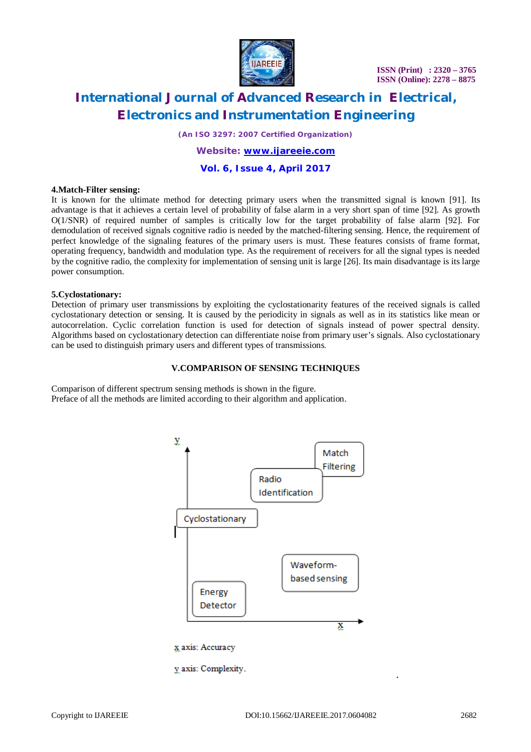**4.Match-Filter sensing:**
It is known for the ultimate method for detecting primary users when the transmitted signal is known [91]. Its advantage is that it achieves a certain level of probability of false alarm in a very short span of time [92]. As growth O(1/SNR) of required number of samples is critically low for the target probability of false alarm [92]. For demodulation of received signals cognitive radio is needed by the matched-filtering sensing. Hence, the requirement of perfect knowledge of the signaling features of the primary users is must. These features consists of frame format, operating frequency, bandwidth and modulation type. As the requirement of receivers for all the signal types is needed by the cognitive radio, the complexity for implementation of sensing unit is large [26]. Its main disadvantage is its large power consumption.

**5.Cyclostationary:**
Detection of primary user transmissions by exploiting the cyclostationarity features of the received signals is called cyclostationary detection or sensing. It is caused by the periodicity in signals as well as in its statistics like mean or autocorrelation. Cyclic correlation function is used for detection of signals instead of power spectral density. Algorithms based on cyclostationary detection can differentiate noise from primary user's signals. Also cyclostationary can be used to distinguish primary users and different types of transmissions.

## V.COMPARISON OF SENSING TECHNIQUES

Comparison of different spectrum sensing methods is shown in the figure.
Preface of all the methods are limited according to their algorithm and application.

y

Match Filtering

Radio Identification

Cyclostationary

Waveform-based sensing

Energy Detector

x

x axis: Accuracy

y axis: Complexity.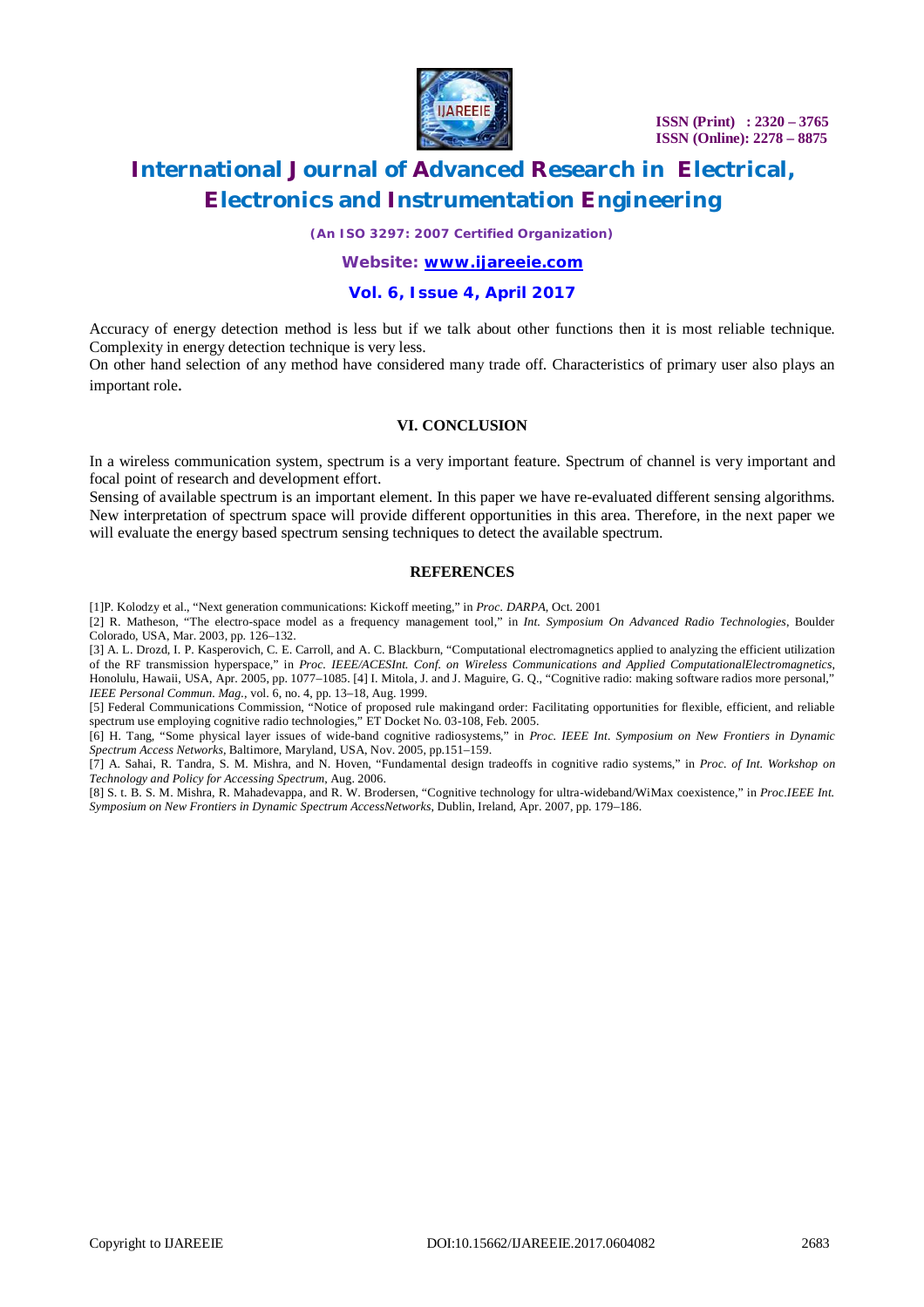Accuracy of energy detection method is less but if we talk about other functions then it is most reliable technique. Complexity in energy detection technique is very less.
On other hand selection of any method have considered many trade off. Characteristics of primary user also plays an important role.

## VI. CONCLUSION

In a wireless communication system, spectrum is a very important feature. Spectrum of channel is very important and focal point of research and development effort.
Sensing of available spectrum is an important element. In this paper we have re-evaluated different sensing algorithms. New interpretation of spectrum space will provide different opportunities in this area. Therefore, in the next paper we will evaluate the energy based spectrum sensing techniques to detect the available spectrum.

## REFERENCES

[1]P. Kolodzy et al., "Next generation communications: Kickoff meeting," in *Proc. DARPA*, Oct. 2001

[2] R. Matheson, "The electro-space model as a frequency management tool," in *Int. Symposium On Advanced Radio Technologies*, Boulder Colorado, USA, Mar. 2003, pp. 126–132.

[3] A. L. Drozd, I. P. Kasperovich, C. E. Carroll, and A. C. Blackburn, "Computational electromagnetics applied to analyzing the efficient utilization of the RF transmission hyperspace," in *Proc. IEEE/ACESInt. Conf. on Wireless Communications and Applied ComputationalElectromagnetics*, Honolulu, Hawaii, USA, Apr. 2005, pp. 1077–1085. [4] I. Mitola, J. and J. Maguire, G. Q., "Cognitive radio: making software radios more personal," *IEEE Personal Commun. Mag.*, vol. 6, no. 4, pp. 13–18, Aug. 1999.

[5] Federal Communications Commission, "Notice of proposed rule makingand order: Facilitating opportunities for flexible, efficient, and reliable spectrum use employing cognitive radio technologies," ET Docket No. 03-108, Feb. 2005.

[6] H. Tang, "Some physical layer issues of wide-band cognitive radiosystems," in *Proc. IEEE Int. Symposium on New Frontiers in Dynamic Spectrum Access Networks*, Baltimore, Maryland, USA, Nov. 2005, pp.151–159.

[7] A. Sahai, R. Tandra, S. M. Mishra, and N. Hoven, "Fundamental design tradeoffs in cognitive radio systems," in *Proc. of Int. Workshop on Technology and Policy for Accessing Spectrum*, Aug. 2006.

[8] S. t. B. S. M. Mishra, R. Mahadevappa, and R. W. Brodersen, "Cognitive technology for ultra-wideband/WiMax coexistence," in *Proc.IEEE Int. Symposium on New Frontiers in Dynamic Spectrum AccessNetworks*, Dublin, Ireland, Apr. 2007, pp. 179–186.